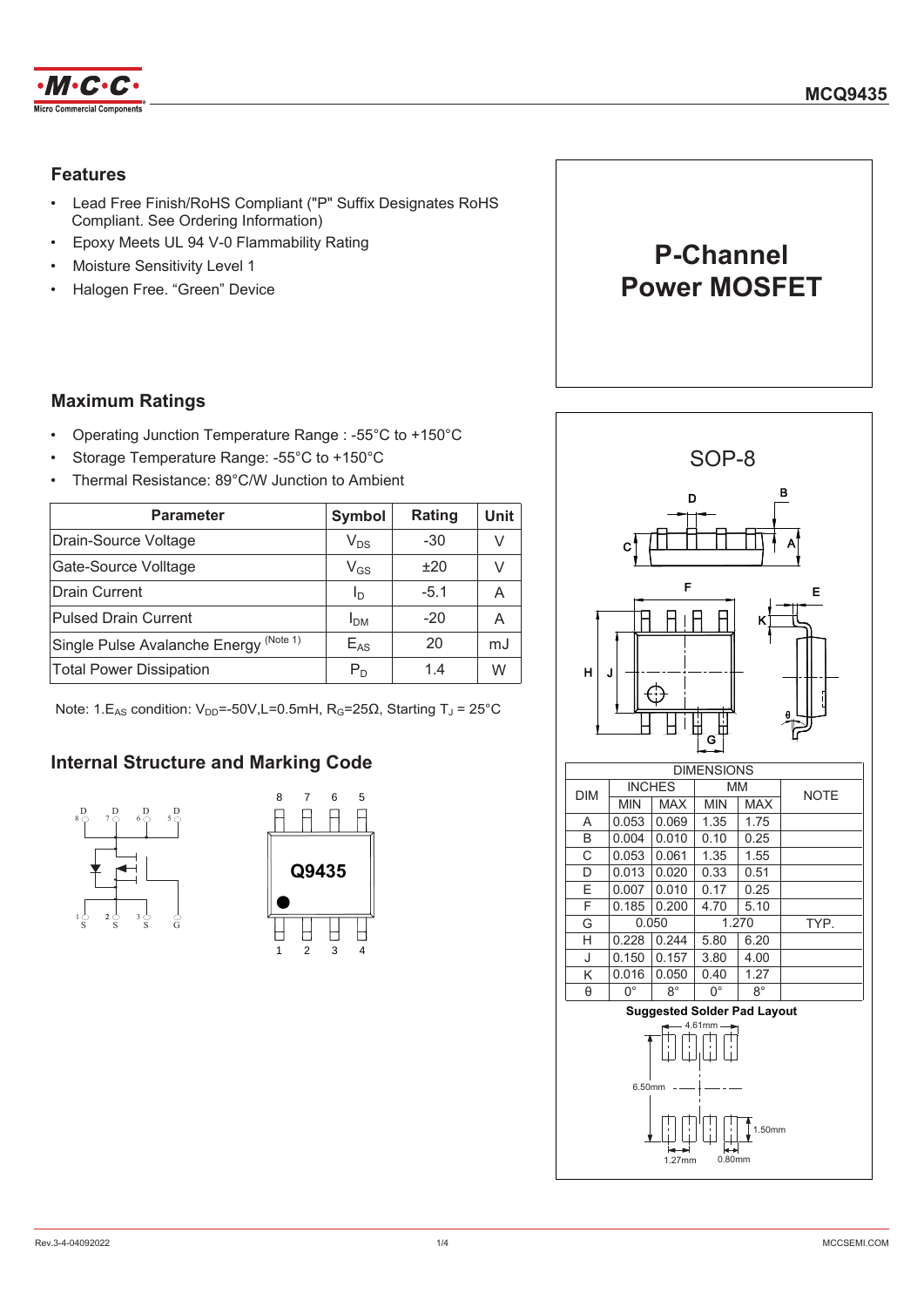**MCQ9435**

# P-Channel Power MOSFET

## Features

- Lead Free Finish/RoHS Compliant ("P" Suffix Designates RoHS Compliant. See Ordering Information)
- Epoxy Meets UL 94 V-0 Flammability Rating
- Moisture Sensitivity Level 1
- Halogen Free. "Green" Device

## Maximum Ratings

- Operating Junction Temperature Range : -55°C to +150°C
- Storage Temperature Range: -55°C to +150°C
- Thermal Resistance: 89°C/W Junction to Ambient

| Parameter | Symbol | Rating | Unit |
|---|---|---|---|
| Drain-Source Voltage | $V_{DS}$ | -30 | V |
| Gate-Source Volltage | $V_{GS}$ | ±20 | V |
| Drain Current | $I_D$ | -5.1 | A |
| Pulsed Drain Current | $I_{DM}$ | -20 | A |
| Single Pulse Avalanche Energy (Note 1) | $E_{AS}$ | 20 | mJ |
| Total Power Dissipation | $P_D$ | 1.4 | W |

Note: 1.$E_{AS}$ condition: $V_{DD}$=-50V,L=0.5mH, $R_G$=25Ω, Starting $T_J$ = 25°C

## Internal Structure and Marking Code

D 8, D 7, D 6, D 5
1 S, 2 S, 3 S, G

8 7 6 5
Q9435
1 2 3 4

## SOP-8

| DIM | INCHES | | MM | | NOTE |
|---|---|---|---|---|---|
| | MIN | MAX | MIN | MAX | |
| A | 0.053 | 0.069 | 1.35 | 1.75 | |
| B | 0.004 | 0.010 | 0.10 | 0.25 | |
| C | 0.053 | 0.061 | 1.35 | 1.55 | |
| D | 0.013 | 0.020 | 0.33 | 0.51 | |
| E | 0.007 | 0.010 | 0.17 | 0.25 | |
| F | 0.185 | 0.200 | 4.70 | 5.10 | |
| G | 0.050 | | 1.270 | | TYP. |
| H | 0.228 | 0.244 | 5.80 | 6.20 | |
| J | 0.150 | 0.157 | 3.80 | 4.00 | |
| K | 0.016 | 0.050 | 0.40 | 1.27 | |
| θ | 0° | 8° | 0° | 8° | |

**Suggested Solder Pad Layout**

4.61mm, 6.50mm, 1.50mm, 1.27mm, 0.80mm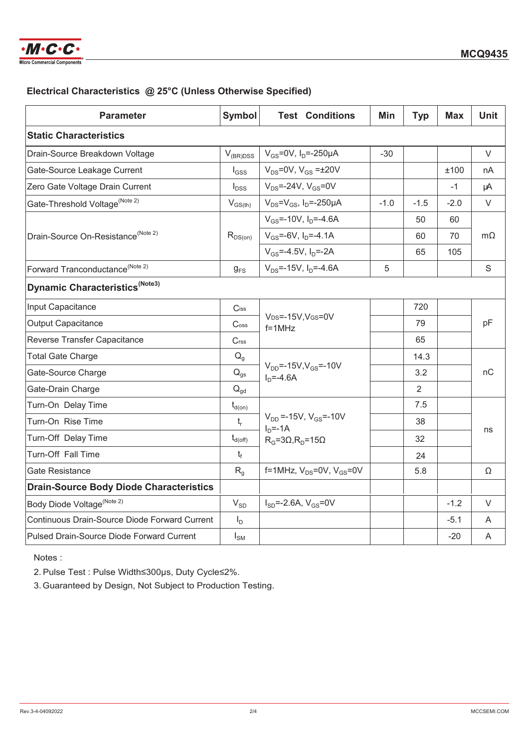## Electrical Characteristics @ 25°C (Unless Otherwise Specified)

| Parameter | Symbol | Test Conditions | Min | Typ | Max | Unit |
|---|---|---|---|---|---|---|
| **Static Characteristics** | | | | | | |
| Drain-Source Breakdown Voltage | $V_{(BR)DSS}$ | $V_{GS}$=0V, $I_D$=-250μA | -30 | | | V |
| Gate-Source Leakage Current | $I_{GSS}$ | $V_{DS}$=0V, $V_{GS}$ =±20V | | | ±100 | nA |
| Zero Gate Voltage Drain Current | $I_{DSS}$ | $V_{DS}$=-24V, $V_{GS}$=0V | | | -1 | μA |
| Gate-Threshold Voltage (Note 2) | $V_{GS(th)}$ | $V_{DS}$=$V_{GS}$, $I_D$=-250μA | -1.0 | -1.5 | -2.0 | V |
| Drain-Source On-Resistance (Note 2) | $R_{DS(on)}$ | $V_{GS}$=-10V, $I_D$=-4.6A | | 50 | 60 | mΩ |
| | | $V_{GS}$=-6V, $I_D$=-4.1A | | 60 | 70 | |
| | | $V_{GS}$=-4.5V, $I_D$=-2A | | 65 | 105 | |
| Forward Tranconductance (Note 2) | $g_{FS}$ | $V_{DS}$=-15V, $I_D$=-4.6A | 5 | | | S |
| **Dynamic Characteristics (Note3)** | | | | | | |
| Input Capacitance | $C_{iss}$ | $V_{DS}$=-15V,$V_{GS}$=0V f=1MHz | | 720 | | pF |
| Output Capacitance | $C_{oss}$ | | | 79 | | |
| Reverse Transfer Capacitance | $C_{rss}$ | | | 65 | | |
| Total Gate Charge | $Q_g$ | $V_{DD}$=-15V,$V_{GS}$=-10V $I_D$=-4.6A | | 14.3 | | nC |
| Gate-Source Charge | $Q_{gs}$ | | | 3.2 | | |
| Gate-Drain Charge | $Q_{gd}$ | | | 2 | | |
| Turn-On Delay Time | $t_{d(on)}$ | $V_{DD}$ =-15V, $V_{GS}$=-10V $I_D$=-1A $R_G$=3Ω,$R_D$=15Ω | | 7.5 | | ns |
| Turn-On Rise Time | $t_r$ | | | 38 | | |
| Turn-Off Delay Time | $t_{d(off)}$ | | | 32 | | |
| Turn-Off Fall Time | $t_f$ | | | 24 | | |
| Gate Resistance | $R_g$ | f=1MHz, $V_{DS}$=0V, $V_{GS}$=0V | | 5.8 | | Ω |
| **Drain-Source Body Diode Characteristics** | | | | | | |
| Body Diode Voltage (Note 2) | $V_{SD}$ | $I_{SD}$=-2.6A, $V_{GS}$=0V | | | -1.2 | V |
| Continuous Drain-Source Diode Forward Current | $I_D$ | | | | -5.1 | A |
| Pulsed Drain-Source Diode Forward Current | $I_{SM}$ | | | | -20 | A |

Notes :

2. Pulse Test : Pulse Width≤300μs, Duty Cycle≤2%.
3. Guaranteed by Design, Not Subject to Production Testing.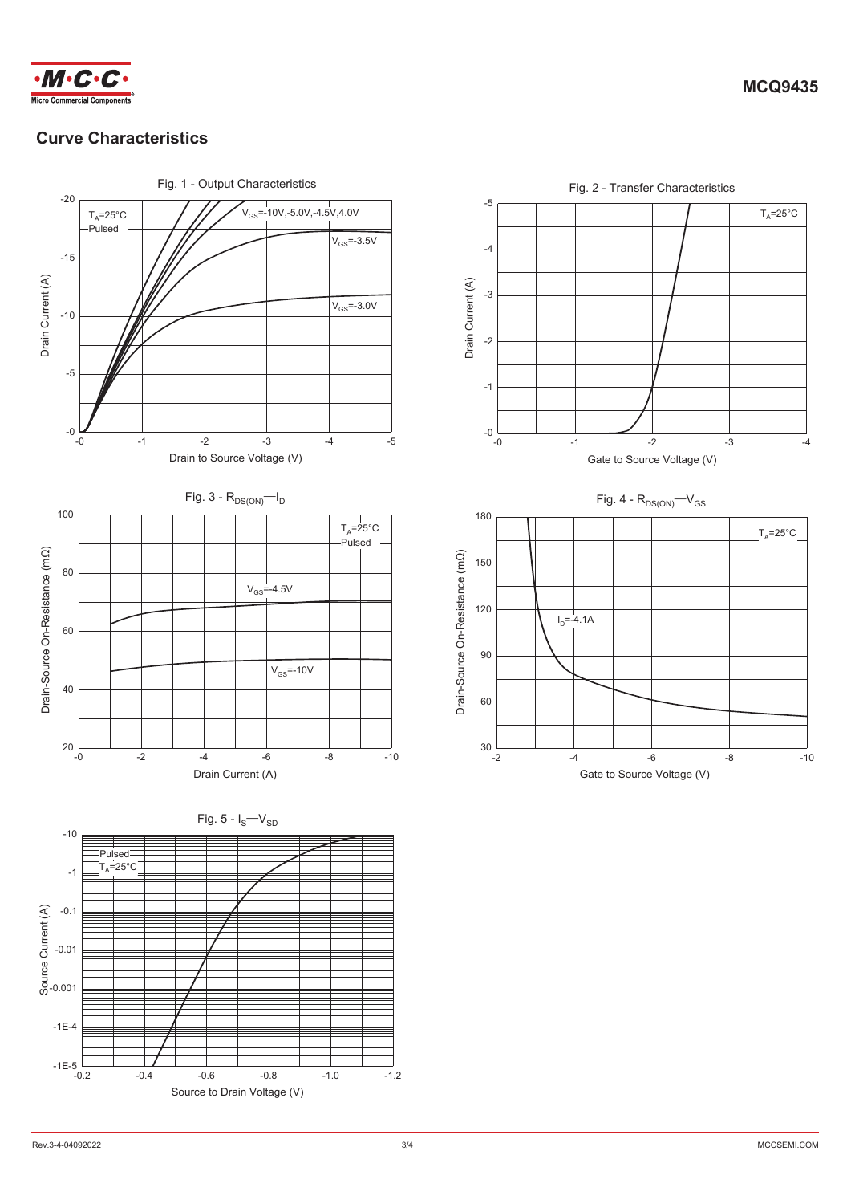## Curve Characteristics

Fig. 1 - Output Characteristics

Fig. 2 - Transfer Characteristics

Fig. 3 - $R_{DS(ON)}$—$I_D$

Fig. 4 - $R_{DS(ON)}$—$V_{GS}$

Fig. 5 - $I_S$—$V_{SD}$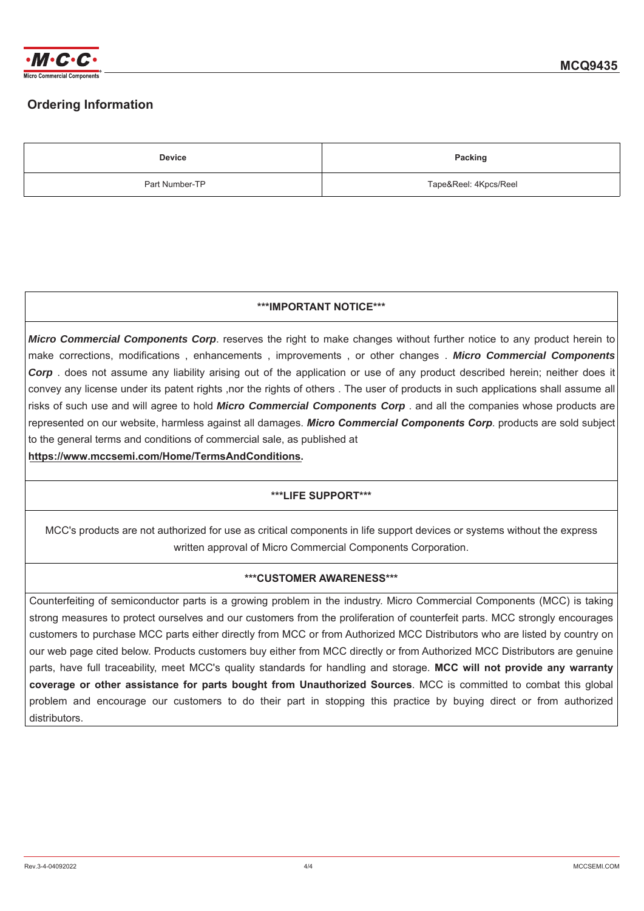## Ordering Information

| Device | Packing |
|---|---|
| Part Number-TP | Tape&Reel: 4Kpcs/Reel |

**\*\*\*IMPORTANT NOTICE\*\*\***

***Micro Commercial Components Corp***. reserves the right to make changes without further notice to any product herein to make corrections, modifications , enhancements , improvements , or other changes . ***Micro Commercial Components Corp*** . does not assume any liability arising out of the application or use of any product described herein; neither does it convey any license under its patent rights ,nor the rights of others . The user of products in such applications shall assume all risks of such use and will agree to hold ***Micro Commercial Components Corp*** . and all the companies whose products are represented on our website, harmless against all damages. ***Micro Commercial Components Corp***. products are sold subject to the general terms and conditions of commercial sale, as published at
**https://www.mccsemi.com/Home/TermsAndConditions.**

**\*\*\*LIFE SUPPORT\*\*\***

MCC's products are not authorized for use as critical components in life support devices or systems without the express written approval of Micro Commercial Components Corporation.

**\*\*\*CUSTOMER AWARENESS\*\*\***

Counterfeiting of semiconductor parts is a growing problem in the industry. Micro Commercial Components (MCC) is taking strong measures to protect ourselves and our customers from the proliferation of counterfeit parts. MCC strongly encourages customers to purchase MCC parts either directly from MCC or from Authorized MCC Distributors who are listed by country on our web page cited below. Products customers buy either from MCC directly or from Authorized MCC Distributors are genuine parts, have full traceability, meet MCC's quality standards for handling and storage. **MCC will not provide any warranty coverage or other assistance for parts bought from Unauthorized Sources**. MCC is committed to combat this global problem and encourage our customers to do their part in stopping this practice by buying direct or from authorized distributors.